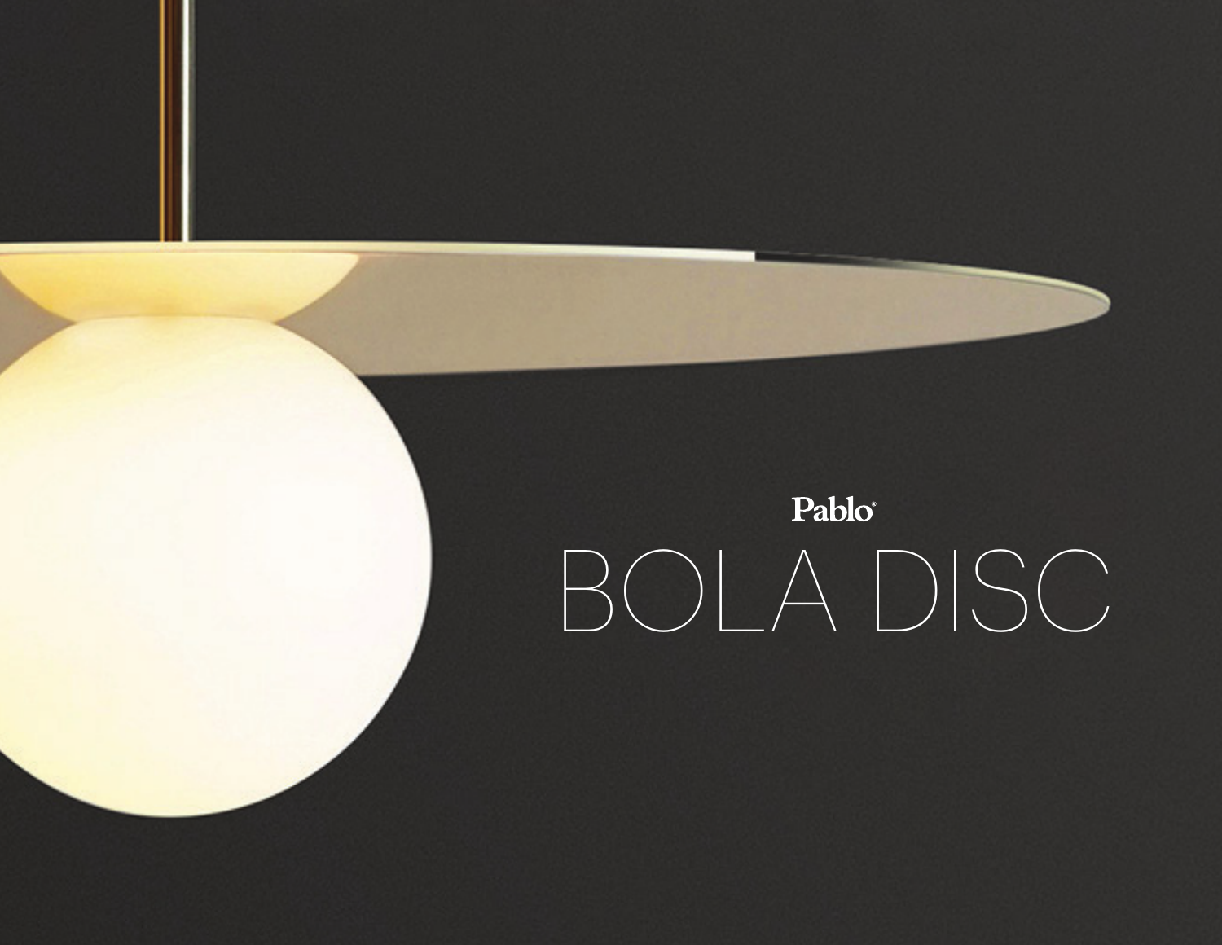Pablo®

# BOLA DISC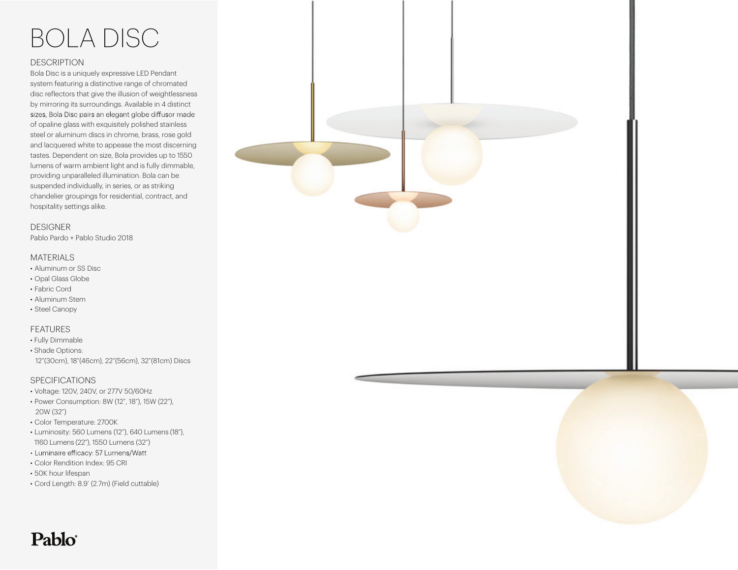# BOLA DISC

## DESCRIPTION

Bola Disc is a uniquely expressive LED Pendant system featuring a distinctive range of chromated disc reflectors that give the illusion of weightlessness by mirroring its surroundings. Available in 4 distinct sizes, Bola Disc pairs an elegant globe diffusor made of opaline glass with exquisitely polished stainless steel or aluminum discs in chrome, brass, rose gold and lacquered white to appease the most discerning tastes. Dependent on size, Bola provides up to 1550 lumens of warm ambient light and is fully dimmable, providing unparalleled illumination. Bola can be suspended individually, in series, or as striking chandelier groupings for residential, contract, and hospitality settings alike.

## DESIGNER

Pablo Pardo + Pablo Studio 2018

## MATERIALS

- Aluminum or SS Disc
- Opal Glass Globe
- Fabric Cord
- Aluminum Stem
- Steel Canopy

## FEATURES

- Fully Dimmable
- Shade Options:
  12"(30cm), 18"(46cm), 22"(56cm), 32"(81cm) Discs

## SPECIFICATIONS

- Voltage: 120V, 240V, or 277V 50/60Hz
- Power Consumption: 8W (12", 18"), 15W (22"), 20W (32")
- Color Temperature: 2700K
- Luminosity: 560 Lumens (12"), 640 Lumens (18"), 1160 Lumens (22"), 1550 Lumens (32")
- Luminaire efficacy: 57 Lumens/Watt
- Color Rendition Index: 95 CRI
- 50K hour lifespan
- Cord Length: 8.9' (2.7m) (Field cuttable)

**Pablo**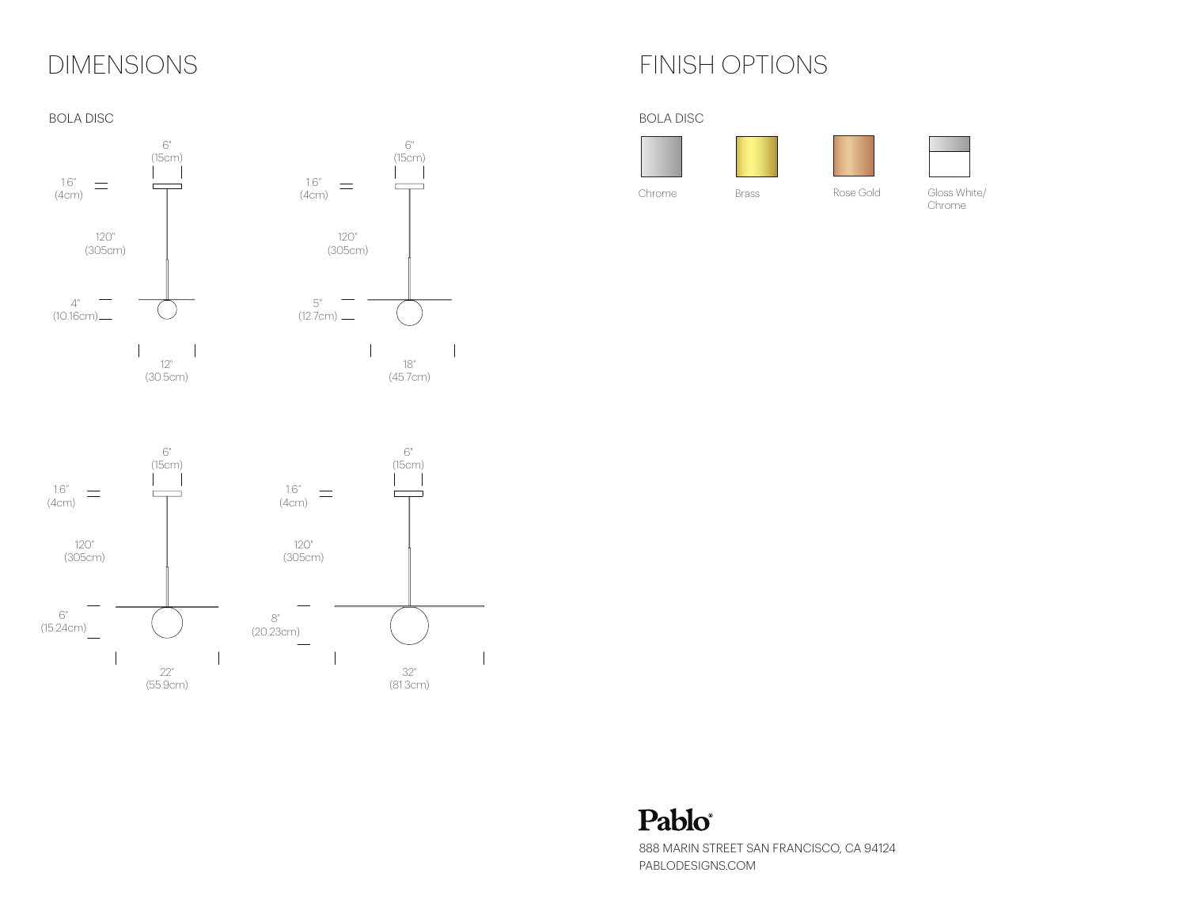# DIMENSIONS

## BOLA DISC

6"
(15cm)
1.6"
(4cm)
120"
(305cm)
4"
(10.16cm)
12"
(30.5cm)

6"
(15cm)
1.6"
(4cm)
120"
(305cm)
5"
(12.7cm)
18"
(45.7cm)

6"
(15cm)
1.6"
(4cm)
120"
(305cm)
6"
(15.24cm)
22"
(55.9cm)

6"
(15cm)
1.6"
(4cm)
120"
(305cm)
8"
(20.23cm)
32"
(81.3cm)

# FINISH OPTIONS

## BOLA DISC

Chrome

Brass

Rose Gold

Gloss White/
Chrome

**Pablo**®

888 MARIN STREET SAN FRANCISCO, CA 94124
PABLODESIGNS.COM